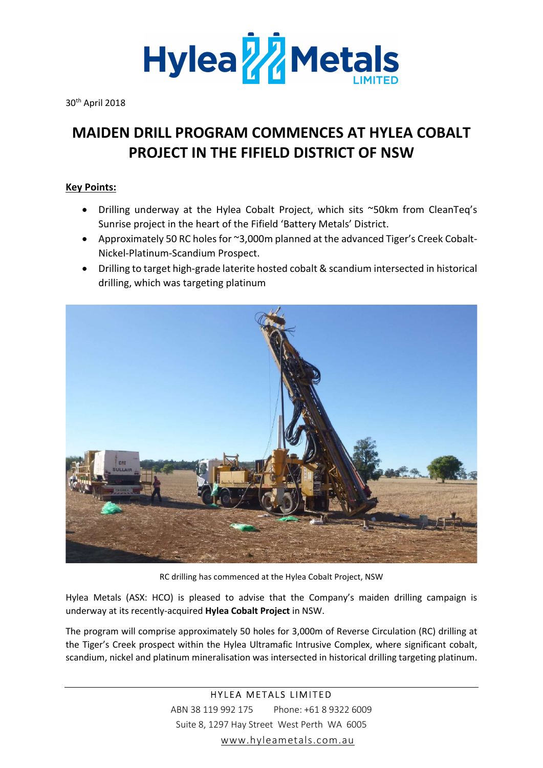30th April 2018

# MAIDEN DRILL PROGRAM COMMENCES AT HYLEA COBALT PROJECT IN THE FIFIELD DISTRICT OF NSW

**Key Points:**

- Drilling underway at the Hylea Cobalt Project, which sits ~50km from CleanTeq's Sunrise project in the heart of the Fifield 'Battery Metals' District.
- Approximately 50 RC holes for ~3,000m planned at the advanced Tiger's Creek Cobalt-Nickel-Platinum-Scandium Prospect.
- Drilling to target high-grade laterite hosted cobalt & scandium intersected in historical drilling, which was targeting platinum

RC drilling has commenced at the Hylea Cobalt Project, NSW

Hylea Metals (ASX: HCO) is pleased to advise that the Company's maiden drilling campaign is underway at its recently-acquired **Hylea Cobalt Project** in NSW.

The program will comprise approximately 50 holes for 3,000m of Reverse Circulation (RC) drilling at the Tiger's Creek prospect within the Hylea Ultramafic Intrusive Complex, where significant cobalt, scandium, nickel and platinum mineralisation was intersected in historical drilling targeting platinum.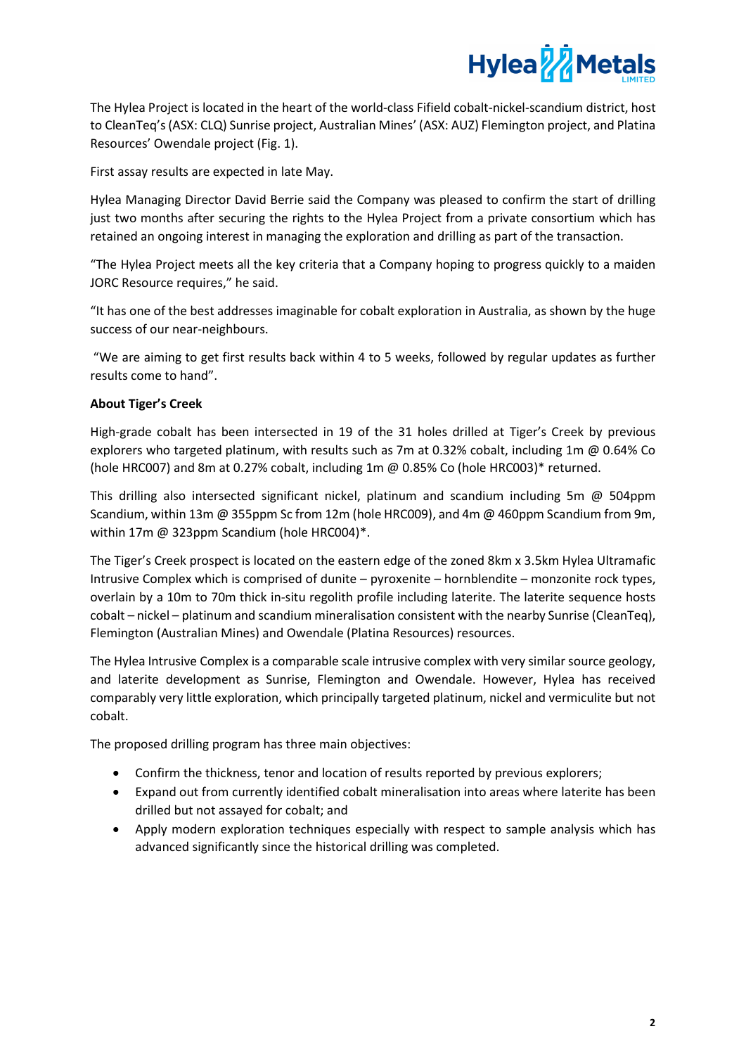The Hylea Project is located in the heart of the world-class Fifield cobalt-nickel-scandium district, host to CleanTeq's (ASX: CLQ) Sunrise project, Australian Mines' (ASX: AUZ) Flemington project, and Platina Resources' Owendale project (Fig. 1).

First assay results are expected in late May.

Hylea Managing Director David Berrie said the Company was pleased to confirm the start of drilling just two months after securing the rights to the Hylea Project from a private consortium which has retained an ongoing interest in managing the exploration and drilling as part of the transaction.

"The Hylea Project meets all the key criteria that a Company hoping to progress quickly to a maiden JORC Resource requires," he said.

"It has one of the best addresses imaginable for cobalt exploration in Australia, as shown by the huge success of our near-neighbours.

"We are aiming to get first results back within 4 to 5 weeks, followed by regular updates as further results come to hand".

**About Tiger's Creek**

High-grade cobalt has been intersected in 19 of the 31 holes drilled at Tiger's Creek by previous explorers who targeted platinum, with results such as 7m at 0.32% cobalt, including 1m @ 0.64% Co (hole HRC007) and 8m at 0.27% cobalt, including 1m @ 0.85% Co (hole HRC003)* returned.

This drilling also intersected significant nickel, platinum and scandium including 5m @ 504ppm Scandium, within 13m @ 355ppm Sc from 12m (hole HRC009), and 4m @ 460ppm Scandium from 9m, within 17m @ 323ppm Scandium (hole HRC004)*.

The Tiger's Creek prospect is located on the eastern edge of the zoned 8km x 3.5km Hylea Ultramafic Intrusive Complex which is comprised of dunite – pyroxenite – hornblendite – monzonite rock types, overlain by a 10m to 70m thick in-situ regolith profile including laterite. The laterite sequence hosts cobalt – nickel – platinum and scandium mineralisation consistent with the nearby Sunrise (CleanTeq), Flemington (Australian Mines) and Owendale (Platina Resources) resources.

The Hylea Intrusive Complex is a comparable scale intrusive complex with very similar source geology, and laterite development as Sunrise, Flemington and Owendale. However, Hylea has received comparably very little exploration, which principally targeted platinum, nickel and vermiculite but not cobalt.

The proposed drilling program has three main objectives:

- Confirm the thickness, tenor and location of results reported by previous explorers;
- Expand out from currently identified cobalt mineralisation into areas where laterite has been drilled but not assayed for cobalt; and
- Apply modern exploration techniques especially with respect to sample analysis which has advanced significantly since the historical drilling was completed.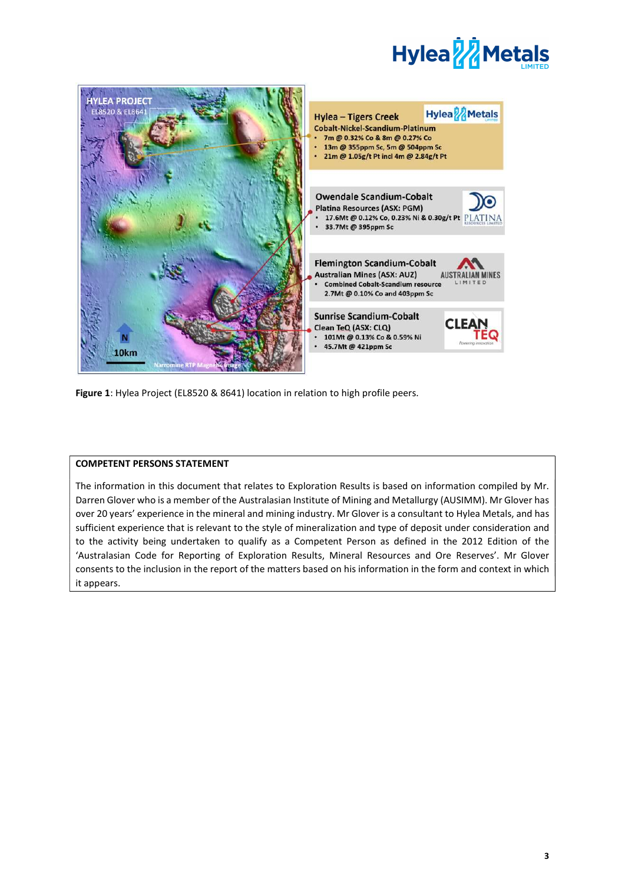HYLEA PROJECT
EL8520 & EL8641

Hylea – Tigers Creek
Cobalt-Nickel-Scandium-Platinum
- 7m @ 0.32% Co & 8m @ 0.27% Co
- 13m @ 355ppm Sc, 5m @ 504ppm Sc
- 21m @ 1.05g/t Pt incl 4m @ 2.84g/t Pt

Owendale Scandium-Cobalt
Platina Resources (ASX: PGM)
- 17.6Mt @ 0.12% Co, 0.23% Ni & 0.30g/t Pt
- 33.7Mt @ 395ppm Sc

Flemington Scandium-Cobalt
Australian Mines (ASX: AUZ)
- Combined Cobalt-Scandium resource
  2.7Mt @ 0.10% Co and 403ppm Sc

Sunrise Scandium-Cobalt
Clean TeQ (ASX: CLQ)
- 101Mt @ 0.13% Co & 0.59% Ni
- 45.7Mt @ 421ppm Sc

N
10km
Narromine RTP Magnetic Image

**Figure 1**: Hylea Project (EL8520 & 8641) location in relation to high profile peers.

**COMPETENT PERSONS STATEMENT**

The information in this document that relates to Exploration Results is based on information compiled by Mr. Darren Glover who is a member of the Australasian Institute of Mining and Metallurgy (AUSIMM). Mr Glover has over 20 years' experience in the mineral and mining industry. Mr Glover is a consultant to Hylea Metals, and has sufficient experience that is relevant to the style of mineralization and type of deposit under consideration and to the activity being undertaken to qualify as a Competent Person as defined in the 2012 Edition of the 'Australasian Code for Reporting of Exploration Results, Mineral Resources and Ore Reserves'. Mr Glover consents to the inclusion in the report of the matters based on his information in the form and context in which it appears.